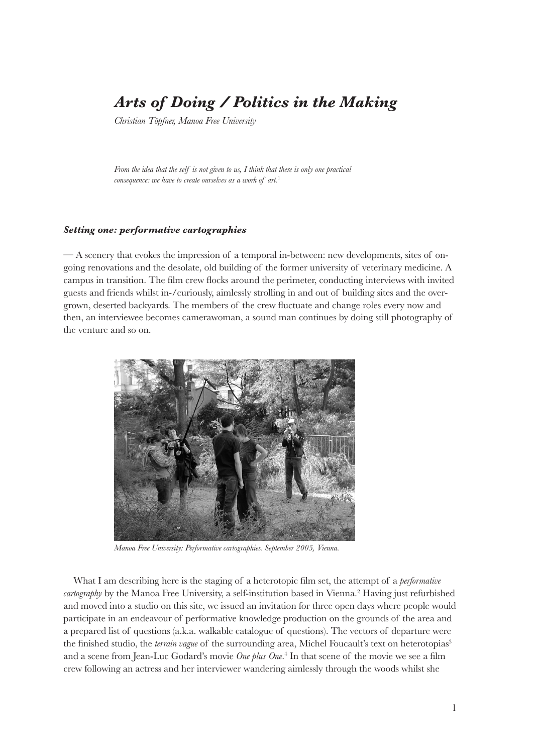# *Arts of Doing / Politics in the Making*

*Christian Töpfner, Manoa Free University*

*From the idea that the self is not given to us, I think that there is only one practical consequence: we have to create ourselves as a work of art.*[1]

### *Setting one: performative cartographies*

— A scenery that evokes the impression of a temporal in-between: new developments, sites of ongoing renovations and the desolate, old building of the former university of veterinary medicine. A campus in transition. The film crew flocks around the perimeter, conducting interviews with invited guests and friends whilst in-/curiously, aimlessly strolling in and out of building sites and the overgrown, deserted backyards. The members of the crew fluctuate and change roles every now and then, an interviewee becomes camerawoman, a sound man continues by doing still photography of the venture and so on.

*Manoa Free University: Performative cartographies. September 2005, Vienna.*

What I am describing here is the staging of a heterotopic film set, the attempt of a *performative cartography* by the Manoa Free University, a self-institution based in Vienna.[2] Having just refurbished and moved into a studio on this site, we issued an invitation for three open days where people would participate in an endeavour of performative knowledge production on the grounds of the area and a prepared list of questions (a.k.a. walkable catalogue of questions). The vectors of departure were the finished studio, the *terrain vague* of the surrounding area, Michel Foucault's text on heterotopias[3] and a scene from Jean-Luc Godard's movie *One plus One*.[4] In that scene of the movie we see a film crew following an actress and her interviewer wandering aimlessly through the woods whilst she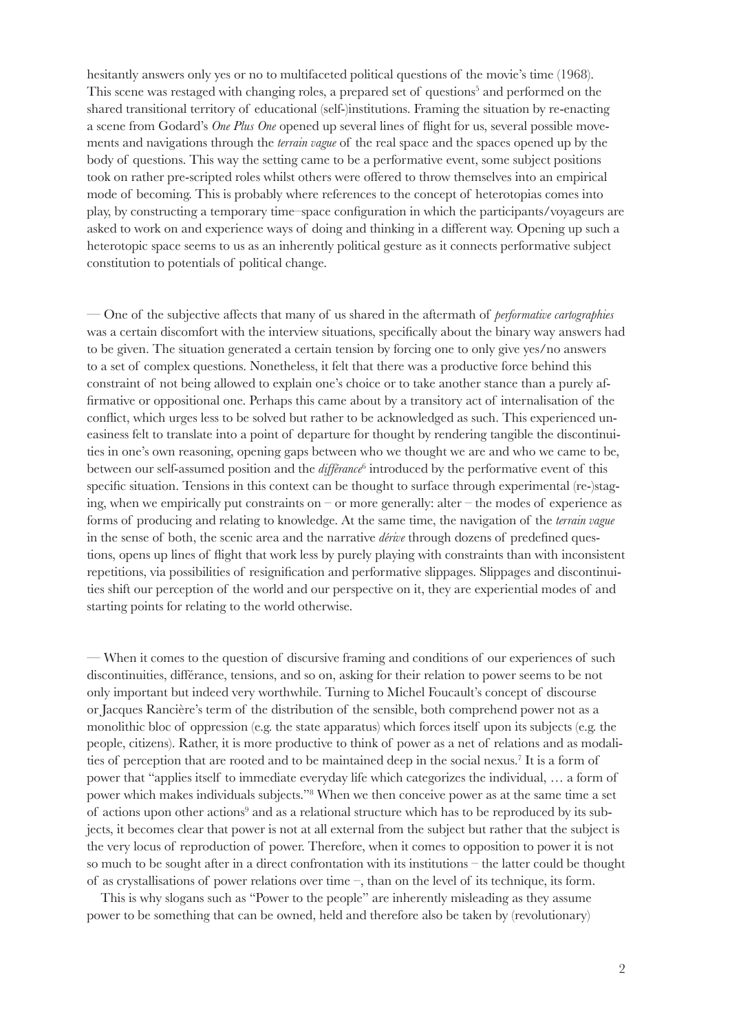hesitantly answers only yes or no to multifaceted political questions of the movie's time (1968). This scene was restaged with changing roles, a prepared set of questions[5] and performed on the shared transitional territory of educational (self-)institutions. Framing the situation by re-enacting a scene from Godard's *One Plus One* opened up several lines of flight for us, several possible movements and navigations through the *terrain vague* of the real space and the spaces opened up by the body of questions. This way the setting came to be a performative event, some subject positions took on rather pre-scripted roles whilst others were offered to throw themselves into an empirical mode of becoming. This is probably where references to the concept of heterotopias comes into play, by constructing a temporary time–space configuration in which the participants/voyageurs are asked to work on and experience ways of doing and thinking in a different way. Opening up such a heterotopic space seems to us as an inherently political gesture as it connects performative subject constitution to potentials of political change.

— One of the subjective affects that many of us shared in the aftermath of *performative cartographies* was a certain discomfort with the interview situations, specifically about the binary way answers had to be given. The situation generated a certain tension by forcing one to only give yes/no answers to a set of complex questions. Nonetheless, it felt that there was a productive force behind this constraint of not being allowed to explain one's choice or to take another stance than a purely affirmative or oppositional one. Perhaps this came about by a transitory act of internalisation of the conflict, which urges less to be solved but rather to be acknowledged as such. This experienced uneasiness felt to translate into a point of departure for thought by rendering tangible the discontinuities in one's own reasoning, opening gaps between who we thought we are and who we came to be, between our self-assumed position and the *différance*[6] introduced by the performative event of this specific situation. Tensions in this context can be thought to surface through experimental (re-)staging, when we empirically put constraints on – or more generally: alter – the modes of experience as forms of producing and relating to knowledge. At the same time, the navigation of the *terrain vague* in the sense of both, the scenic area and the narrative *dérive* through dozens of predefined questions, opens up lines of flight that work less by purely playing with constraints than with inconsistent repetitions, via possibilities of resignification and performative slippages. Slippages and discontinuities shift our perception of the world and our perspective on it, they are experiential modes of and starting points for relating to the world otherwise.

— When it comes to the question of discursive framing and conditions of our experiences of such discontinuities, différance, tensions, and so on, asking for their relation to power seems to be not only important but indeed very worthwhile. Turning to Michel Foucault's concept of discourse or Jacques Rancière's term of the distribution of the sensible, both comprehend power not as a monolithic bloc of oppression (e.g. the state apparatus) which forces itself upon its subjects (e.g. the people, citizens). Rather, it is more productive to think of power as a net of relations and as modalities of perception that are rooted and to be maintained deep in the social nexus.[7] It is a form of power that "applies itself to immediate everyday life which categorizes the individual, … a form of power which makes individuals subjects."[8] When we then conceive power as at the same time a set of actions upon other actions[9] and as a relational structure which has to be reproduced by its subjects, it becomes clear that power is not at all external from the subject but rather that the subject is the very locus of reproduction of power. Therefore, when it comes to opposition to power it is not so much to be sought after in a direct confrontation with its institutions – the latter could be thought of as crystallisations of power relations over time –, than on the level of its technique, its form.

This is why slogans such as "Power to the people" are inherently misleading as they assume power to be something that can be owned, held and therefore also be taken by (revolutionary)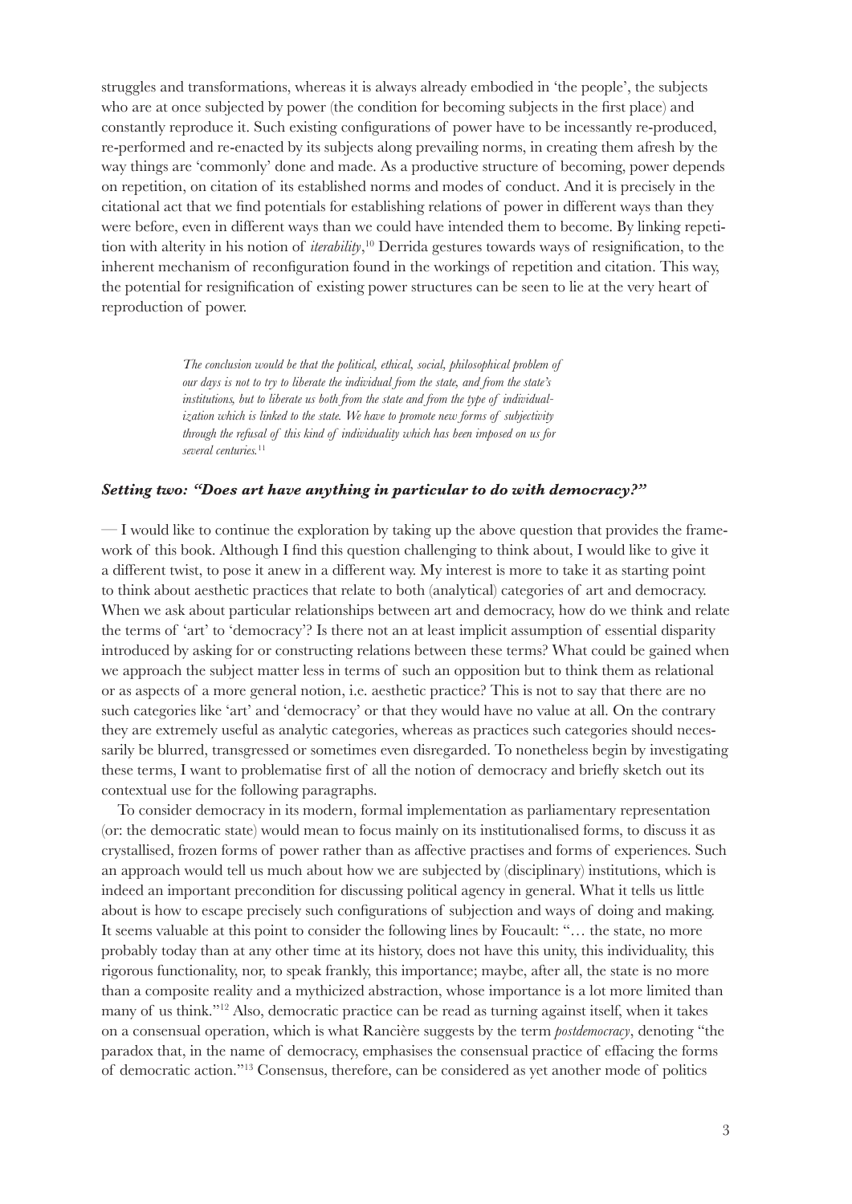struggles and transformations, whereas it is always already embodied in 'the people', the subjects who are at once subjected by power (the condition for becoming subjects in the first place) and constantly reproduce it. Such existing configurations of power have to be incessantly re-produced, re-performed and re-enacted by its subjects along prevailing norms, in creating them afresh by the way things are 'commonly' done and made. As a productive structure of becoming, power depends on repetition, on citation of its established norms and modes of conduct. And it is precisely in the citational act that we find potentials for establishing relations of power in different ways than they were before, even in different ways than we could have intended them to become. By linking repetition with alterity in his notion of *iterability*,[10] Derrida gestures towards ways of resignification, to the inherent mechanism of reconfiguration found in the workings of repetition and citation. This way, the potential for resignification of existing power structures can be seen to lie at the very heart of reproduction of power.

> *The conclusion would be that the political, ethical, social, philosophical problem of our days is not to try to liberate the individual from the state, and from the state's institutions, but to liberate us both from the state and from the type of individualization which is linked to the state. We have to promote new forms of subjectivity through the refusal of this kind of individuality which has been imposed on us for several centuries.*[11]

### *Setting two: "Does art have anything in particular to do with democracy?"*

— I would like to continue the exploration by taking up the above question that provides the framework of this book. Although I find this question challenging to think about, I would like to give it a different twist, to pose it anew in a different way. My interest is more to take it as starting point to think about aesthetic practices that relate to both (analytical) categories of art and democracy. When we ask about particular relationships between art and democracy, how do we think and relate the terms of 'art' to 'democracy'? Is there not an at least implicit assumption of essential disparity introduced by asking for or constructing relations between these terms? What could be gained when we approach the subject matter less in terms of such an opposition but to think them as relational or as aspects of a more general notion, i.e. aesthetic practice? This is not to say that there are no such categories like 'art' and 'democracy' or that they would have no value at all. On the contrary they are extremely useful as analytic categories, whereas as practices such categories should necessarily be blurred, transgressed or sometimes even disregarded. To nonetheless begin by investigating these terms, I want to problematise first of all the notion of democracy and briefly sketch out its contextual use for the following paragraphs.

To consider democracy in its modern, formal implementation as parliamentary representation (or: the democratic state) would mean to focus mainly on its institutionalised forms, to discuss it as crystallised, frozen forms of power rather than as affective practises and forms of experiences. Such an approach would tell us much about how we are subjected by (disciplinary) institutions, which is indeed an important precondition for discussing political agency in general. What it tells us little about is how to escape precisely such configurations of subjection and ways of doing and making. It seems valuable at this point to consider the following lines by Foucault: "… the state, no more probably today than at any other time at its history, does not have this unity, this individuality, this rigorous functionality, nor, to speak frankly, this importance; maybe, after all, the state is no more than a composite reality and a mythicized abstraction, whose importance is a lot more limited than many of us think."[12] Also, democratic practice can be read as turning against itself, when it takes on a consensual operation, which is what Rancière suggests by the term *postdemocracy*, denoting "the paradox that, in the name of democracy, emphasises the consensual practice of effacing the forms of democratic action."[13] Consensus, therefore, can be considered as yet another mode of politics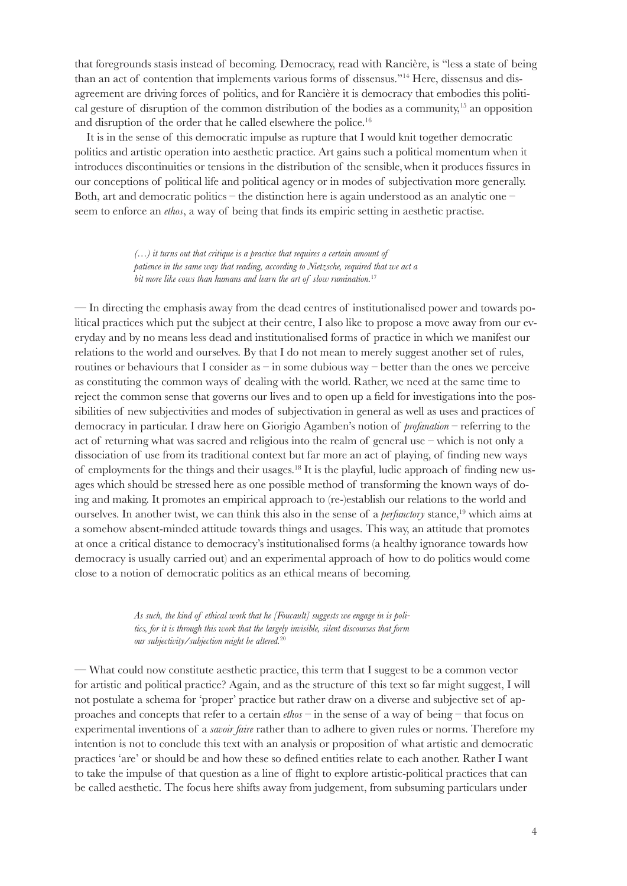that foregrounds stasis instead of becoming. Democracy, read with Rancière, is "less a state of being than an act of contention that implements various forms of dissensus."[14] Here, dissensus and disagreement are driving forces of politics, and for Rancière it is democracy that embodies this political gesture of disruption of the common distribution of the bodies as a community,[15] an opposition and disruption of the order that he called elsewhere the police.[16]

It is in the sense of this democratic impulse as rupture that I would knit together democratic politics and artistic operation into aesthetic practice. Art gains such a political momentum when it introduces discontinuities or tensions in the distribution of the sensible, when it produces fissures in our conceptions of political life and political agency or in modes of subjectivation more generally. Both, art and democratic politics – the distinction here is again understood as an analytic one – seem to enforce an *ethos*, a way of being that finds its empiric setting in aesthetic practise.

> *(…) it turns out that critique is a practice that requires a certain amount of patience in the same way that reading, according to Nietzsche, required that we act a bit more like cows than humans and learn the art of slow rumination.*[17]

— In directing the emphasis away from the dead centres of institutionalised power and towards political practices which put the subject at their centre, I also like to propose a move away from our everyday and by no means less dead and institutionalised forms of practice in which we manifest our relations to the world and ourselves. By that I do not mean to merely suggest another set of rules, routines or behaviours that I consider as – in some dubious way – better than the ones we perceive as constituting the common ways of dealing with the world. Rather, we need at the same time to reject the common sense that governs our lives and to open up a field for investigations into the possibilities of new subjectivities and modes of subjectivation in general as well as uses and practices of democracy in particular. I draw here on Giorigio Agamben's notion of *profanation* – referring to the act of returning what was sacred and religious into the realm of general use – which is not only a dissociation of use from its traditional context but far more an act of playing, of finding new ways of employments for the things and their usages.[18] It is the playful, ludic approach of finding new usages which should be stressed here as one possible method of transforming the known ways of doing and making. It promotes an empirical approach to (re-)establish our relations to the world and ourselves. In another twist, we can think this also in the sense of a *perfunctory* stance,[19] which aims at a somehow absent-minded attitude towards things and usages. This way, an attitude that promotes at once a critical distance to democracy's institutionalised forms (a healthy ignorance towards how democracy is usually carried out) and an experimental approach of how to do politics would come close to a notion of democratic politics as an ethical means of becoming.

> *As such, the kind of ethical work that he [Foucault] suggests we engage in is politics, for it is through this work that the largely invisible, silent discourses that form our subjectivity/subjection might be altered.*[20]

— What could now constitute aesthetic practice, this term that I suggest to be a common vector for artistic and political practice? Again, and as the structure of this text so far might suggest, I will not postulate a schema for 'proper' practice but rather draw on a diverse and subjective set of approaches and concepts that refer to a certain *ethos* – in the sense of a way of being – that focus on experimental inventions of a *savoir faire* rather than to adhere to given rules or norms. Therefore my intention is not to conclude this text with an analysis or proposition of what artistic and democratic practices 'are' or should be and how these so defined entities relate to each another. Rather I want to take the impulse of that question as a line of flight to explore artistic-political practices that can be called aesthetic. The focus here shifts away from judgement, from subsuming particulars under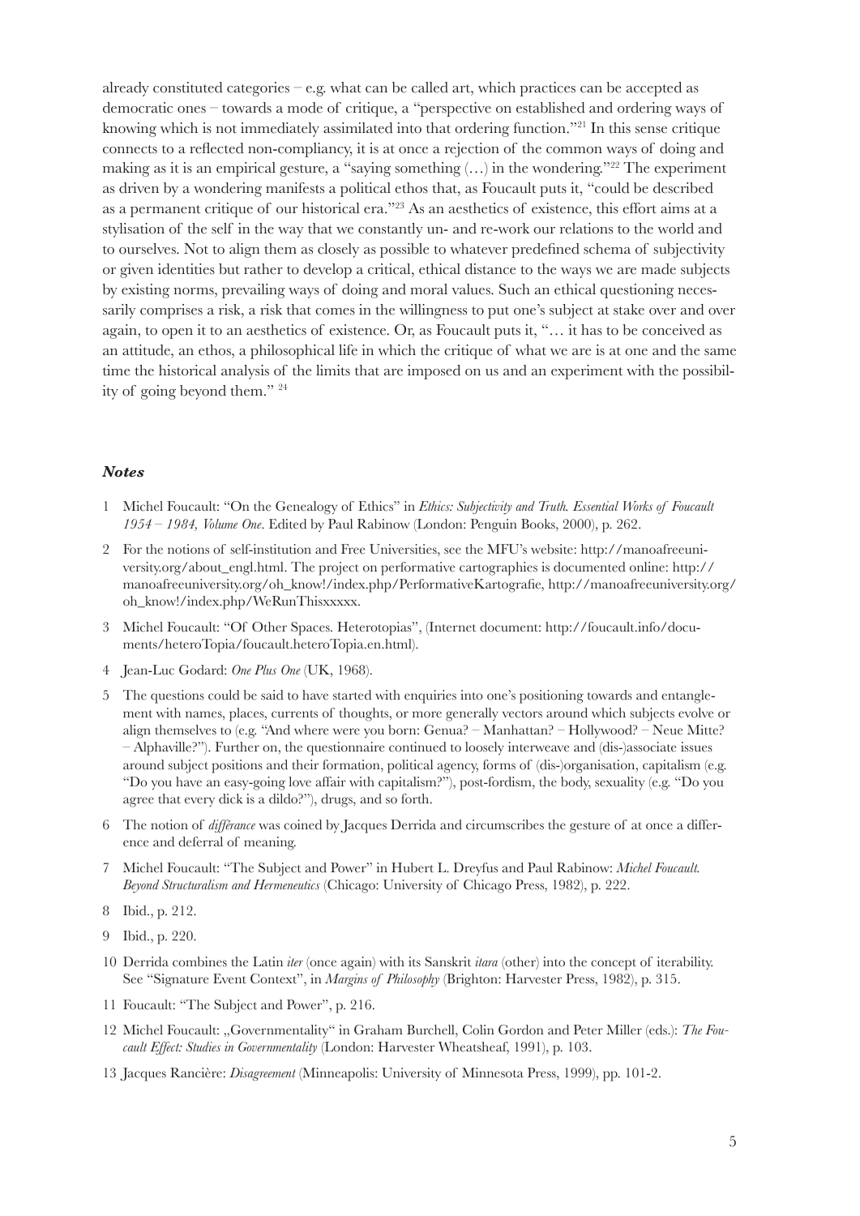already constituted categories – e.g. what can be called art, which practices can be accepted as democratic ones – towards a mode of critique, a "perspective on established and ordering ways of knowing which is not immediately assimilated into that ordering function."[21] In this sense critique connects to a reflected non-compliancy, it is at once a rejection of the common ways of doing and making as it is an empirical gesture, a "saying something (…) in the wondering."[22] The experiment as driven by a wondering manifests a political ethos that, as Foucault puts it, "could be described as a permanent critique of our historical era."[23] As an aesthetics of existence, this effort aims at a stylisation of the self in the way that we constantly un- and re-work our relations to the world and to ourselves. Not to align them as closely as possible to whatever predefined schema of subjectivity or given identities but rather to develop a critical, ethical distance to the ways we are made subjects by existing norms, prevailing ways of doing and moral values. Such an ethical questioning necessarily comprises a risk, a risk that comes in the willingness to put one's subject at stake over and over again, to open it to an aesthetics of existence. Or, as Foucault puts it, "… it has to be conceived as an attitude, an ethos, a philosophical life in which the critique of what we are is at one and the same time the historical analysis of the limits that are imposed on us and an experiment with the possibility of going beyond them." [24]

### ***Notes***

1 Michel Foucault: "On the Genealogy of Ethics" in *Ethics: Subjectivity and Truth. Essential Works of Foucault 1954 – 1984, Volume One*. Edited by Paul Rabinow (London: Penguin Books, 2000), p. 262.

2 For the notions of self-institution and Free Universities, see the MFU's website: http://manoafreeuniversity.org/about_engl.html. The project on performative cartographies is documented online: http://manoafreeuniversity.org/oh_know!/index.php/PerformativeKartografie, http://manoafreeuniversity.org/oh_know!/index.php/WeRunThisxxxxx.

3 Michel Foucault: "Of Other Spaces. Heterotopias", (Internet document: http://foucault.info/documents/heteroTopia/foucault.heteroTopia.en.html).

4 Jean-Luc Godard: *One Plus One* (UK, 1968).

5 The questions could be said to have started with enquiries into one's positioning towards and entanglement with names, places, currents of thoughts, or more generally vectors around which subjects evolve or align themselves to (e.g. "And where were you born: Genua? – Manhattan? – Hollywood? – Neue Mitte? – Alphaville?"). Further on, the questionnaire continued to loosely interweave and (dis-)associate issues around subject positions and their formation, political agency, forms of (dis-)organisation, capitalism (e.g. "Do you have an easy-going love affair with capitalism?"), post-fordism, the body, sexuality (e.g. "Do you agree that every dick is a dildo?"), drugs, and so forth.

6 The notion of *différance* was coined by Jacques Derrida and circumscribes the gesture of at once a difference and deferral of meaning.

7 Michel Foucault: "The Subject and Power" in Hubert L. Dreyfus and Paul Rabinow: *Michel Foucault. Beyond Structuralism and Hermeneutics* (Chicago: University of Chicago Press, 1982), p. 222.

8 Ibid., p. 212.

9 Ibid., p. 220.

10 Derrida combines the Latin *iter* (once again) with its Sanskrit *itara* (other) into the concept of iterability. See "Signature Event Context", in *Margins of Philosophy* (Brighton: Harvester Press, 1982), p. 315.

11 Foucault: "The Subject and Power", p. 216.

12 Michel Foucault: „Governmentality" in Graham Burchell, Colin Gordon and Peter Miller (eds.): *The Foucault Effect: Studies in Governmentality* (London: Harvester Wheatsheaf, 1991), p. 103.

13 Jacques Rancière: *Disagreement* (Minneapolis: University of Minnesota Press, 1999), pp. 101-2.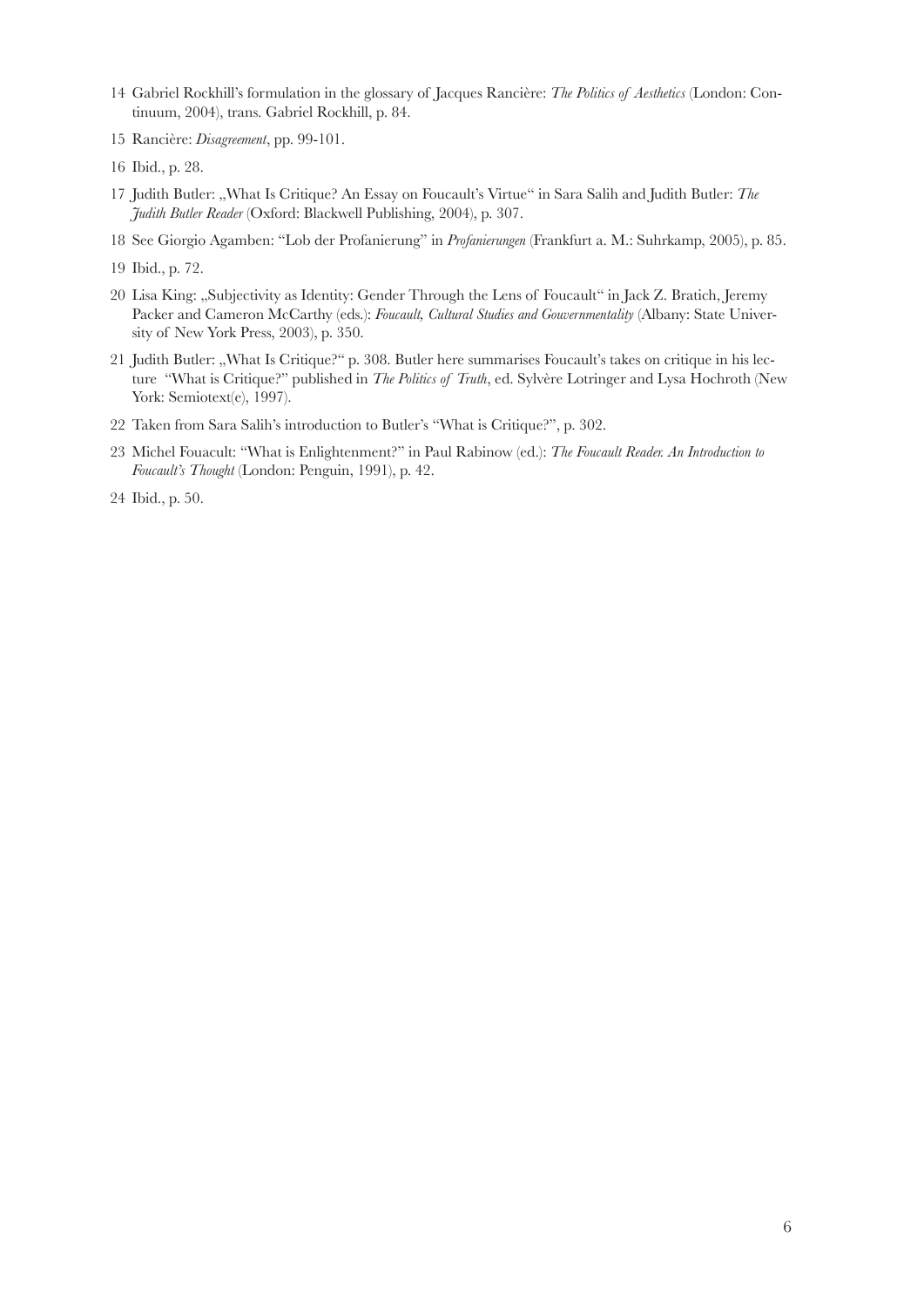14 Gabriel Rockhill's formulation in the glossary of Jacques Rancière: *The Politics of Aesthetics* (London: Continuum, 2004), trans. Gabriel Rockhill, p. 84.

15 Rancière: *Disagreement*, pp. 99-101.

16 Ibid., p. 28.

17 Judith Butler: „What Is Critique? An Essay on Foucault's Virtue" in Sara Salih and Judith Butler: *The Judith Butler Reader* (Oxford: Blackwell Publishing, 2004), p. 307.

18 See Giorgio Agamben: "Lob der Profanierung" in *Profanierungen* (Frankfurt a. M.: Suhrkamp, 2005), p. 85.

19 Ibid., p. 72.

20 Lisa King: „Subjectivity as Identity: Gender Through the Lens of Foucault" in Jack Z. Bratich, Jeremy Packer and Cameron McCarthy (eds.): *Foucault, Cultural Studies and Gouvernmentality* (Albany: State University of New York Press, 2003), p. 350.

21 Judith Butler: „What Is Critique?" p. 308. Butler here summarises Foucault's takes on critique in his lecture "What is Critique?" published in *The Politics of Truth*, ed. Sylvère Lotringer and Lysa Hochroth (New York: Semiotext(e), 1997).

22 Taken from Sara Salih's introduction to Butler's "What is Critique?", p. 302.

23 Michel Fouacult: "What is Enlightenment?" in Paul Rabinow (ed.): *The Foucault Reader. An Introduction to Foucault's Thought* (London: Penguin, 1991), p. 42.

24 Ibid., p. 50.